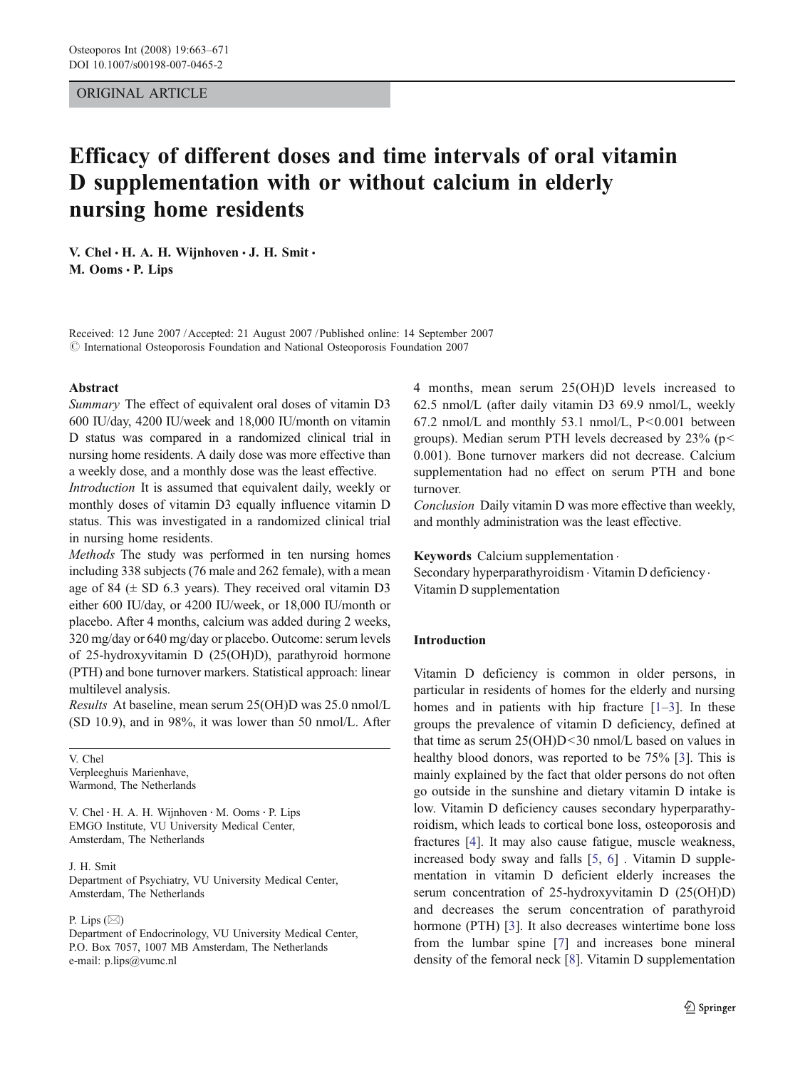ORIGINAL ARTICLE

# Efficacy of different doses and time intervals of oral vitamin D supplementation with or without calcium in elderly nursing home residents

**V. Chel · H. A. H. Wijnhoven · J. H. Smit · M. Ooms · P. Lips**

Received: 12 June 2007 / Accepted: 21 August 2007 / Published online: 14 September 2007
© International Osteoporosis Foundation and National Osteoporosis Foundation 2007

**Abstract**

*Summary* The effect of equivalent oral doses of vitamin D3 600 IU/day, 4200 IU/week and 18,000 IU/month on vitamin D status was compared in a randomized clinical trial in nursing home residents. A daily dose was more effective than a weekly dose, and a monthly dose was the least effective.

*Introduction* It is assumed that equivalent daily, weekly or monthly doses of vitamin D3 equally influence vitamin D status. This was investigated in a randomized clinical trial in nursing home residents.

*Methods* The study was performed in ten nursing homes including 338 subjects (76 male and 262 female), with a mean age of 84 (± SD 6.3 years). They received oral vitamin D3 either 600 IU/day, or 4200 IU/week, or 18,000 IU/month or placebo. After 4 months, calcium was added during 2 weeks, 320 mg/day or 640 mg/day or placebo. Outcome: serum levels of 25-hydroxyvitamin D (25(OH)D), parathyroid hormone (PTH) and bone turnover markers. Statistical approach: linear multilevel analysis.

*Results* At baseline, mean serum 25(OH)D was 25.0 nmol/L (SD 10.9), and in 98%, it was lower than 50 nmol/L. After 4 months, mean serum 25(OH)D levels increased to 62.5 nmol/L (after daily vitamin D3 69.9 nmol/L, weekly 67.2 nmol/L and monthly 53.1 nmol/L, $P<0.001$ between groups). Median serum PTH levels decreased by 23% ($p<0.001$). Bone turnover markers did not decrease. Calcium supplementation had no effect on serum PTH and bone turnover.

*Conclusion* Daily vitamin D was more effective than weekly, and monthly administration was the least effective.

**Keywords** Calcium supplementation · Secondary hyperparathyroidism · Vitamin D deficiency · Vitamin D supplementation

V. Chel
Verpleeghuis Marienhave,
Warmond, The Netherlands

V. Chel · H. A. H. Wijnhoven · M. Ooms · P. Lips
EMGO Institute, VU University Medical Center,
Amsterdam, The Netherlands

J. H. Smit
Department of Psychiatry, VU University Medical Center,
Amsterdam, The Netherlands

P. Lips (✉)
Department of Endocrinology, VU University Medical Center,
P.O. Box 7057, 1007 MB Amsterdam, The Netherlands
e-mail: p.lips@vumc.nl

## Introduction

Vitamin D deficiency is common in older persons, in particular in residents of homes for the elderly and nursing homes and in patients with hip fracture [1–3]. In these groups the prevalence of vitamin D deficiency, defined at that time as serum 25(OH)D<30 nmol/L based on values in healthy blood donors, was reported to be 75% [3]. This is mainly explained by the fact that older persons do not often go outside in the sunshine and dietary vitamin D intake is low. Vitamin D deficiency causes secondary hyperparathyroidism, which leads to cortical bone loss, osteoporosis and fractures [4]. It may also cause fatigue, muscle weakness, increased body sway and falls [5, 6]. Vitamin D supplementation in vitamin D deficient elderly increases the serum concentration of 25-hydroxyvitamin D (25(OH)D) and decreases the serum concentration of parathyroid hormone (PTH) [3]. It also decreases wintertime bone loss from the lumbar spine [7] and increases bone mineral density of the femoral neck [8]. Vitamin D supplementation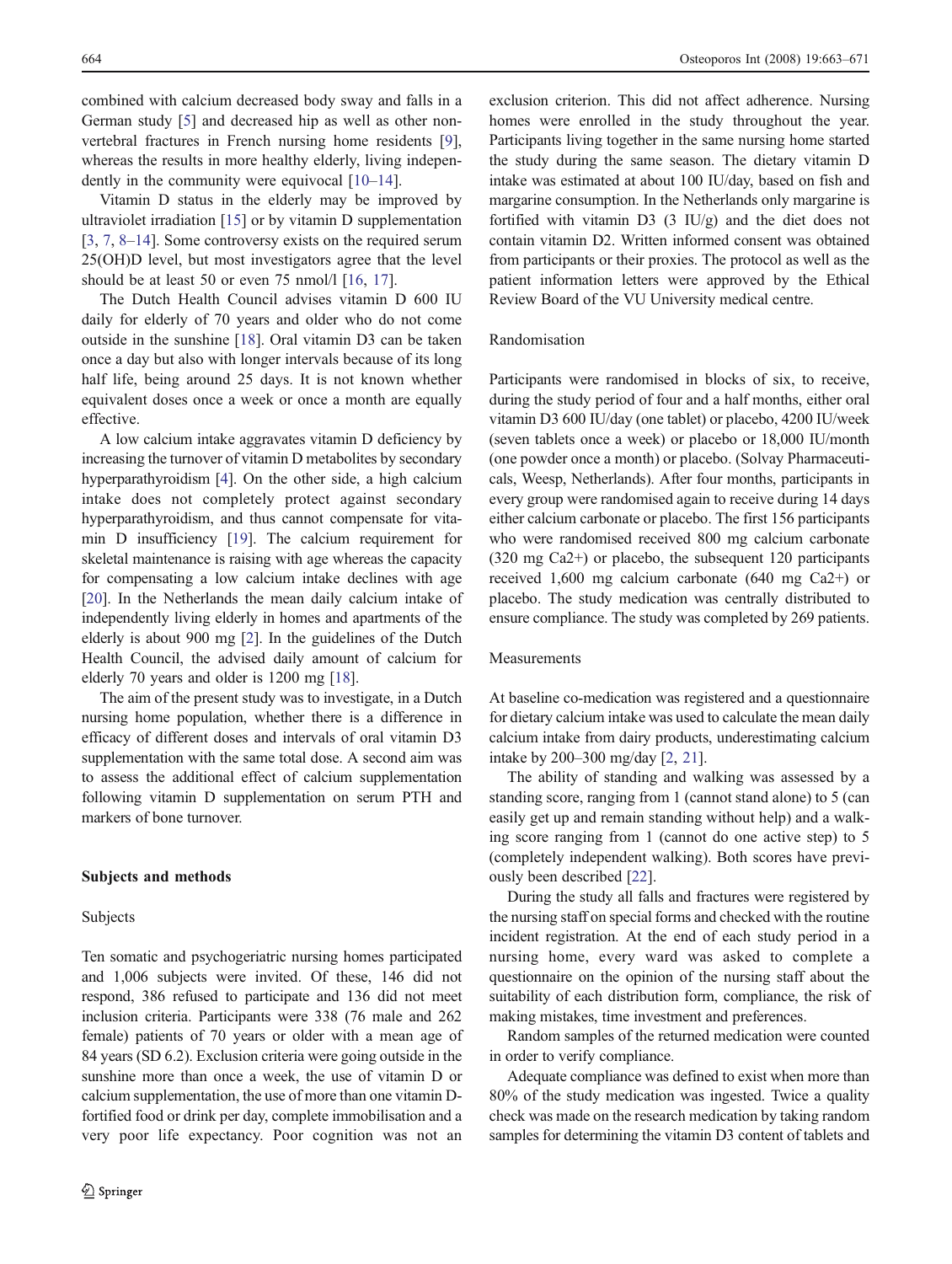combined with calcium decreased body sway and falls in a German study [5] and decreased hip as well as other non-vertebral fractures in French nursing home residents [9], whereas the results in more healthy elderly, living independently in the community were equivocal [10–14].

Vitamin D status in the elderly may be improved by ultraviolet irradiation [15] or by vitamin D supplementation [3, 7, 8–14]. Some controversy exists on the required serum 25(OH)D level, but most investigators agree that the level should be at least 50 or even 75 nmol/l [16, 17].

The Dutch Health Council advises vitamin D 600 IU daily for elderly of 70 years and older who do not come outside in the sunshine [18]. Oral vitamin D3 can be taken once a day but also with longer intervals because of its long half life, being around 25 days. It is not known whether equivalent doses once a week or once a month are equally effective.

A low calcium intake aggravates vitamin D deficiency by increasing the turnover of vitamin D metabolites by secondary hyperparathyroidism [4]. On the other side, a high calcium intake does not completely protect against secondary hyperparathyroidism, and thus cannot compensate for vitamin D insufficiency [19]. The calcium requirement for skeletal maintenance is raising with age whereas the capacity for compensating a low calcium intake declines with age [20]. In the Netherlands the mean daily calcium intake of independently living elderly in homes and apartments of the elderly is about 900 mg [2]. In the guidelines of the Dutch Health Council, the advised daily amount of calcium for elderly 70 years and older is 1200 mg [18].

The aim of the present study was to investigate, in a Dutch nursing home population, whether there is a difference in efficacy of different doses and intervals of oral vitamin D3 supplementation with the same total dose. A second aim was to assess the additional effect of calcium supplementation following vitamin D supplementation on serum PTH and markers of bone turnover.

## Subjects and methods

### Subjects

Ten somatic and psychogeriatric nursing homes participated and 1,006 subjects were invited. Of these, 146 did not respond, 386 refused to participate and 136 did not meet inclusion criteria. Participants were 338 (76 male and 262 female) patients of 70 years or older with a mean age of 84 years (SD 6.2). Exclusion criteria were going outside in the sunshine more than once a week, the use of vitamin D or calcium supplementation, the use of more than one vitamin D-fortified food or drink per day, complete immobilisation and a very poor life expectancy. Poor cognition was not an exclusion criterion. This did not affect adherence. Nursing homes were enrolled in the study throughout the year. Participants living together in the same nursing home started the study during the same season. The dietary vitamin D intake was estimated at about 100 IU/day, based on fish and margarine consumption. In the Netherlands only margarine is fortified with vitamin D3 (3 IU/g) and the diet does not contain vitamin D2. Written informed consent was obtained from participants or their proxies. The protocol as well as the patient information letters were approved by the Ethical Review Board of the VU University medical centre.

### Randomisation

Participants were randomised in blocks of six, to receive, during the study period of four and a half months, either oral vitamin D3 600 IU/day (one tablet) or placebo, 4200 IU/week (seven tablets once a week) or placebo or 18,000 IU/month (one powder once a month) or placebo. (Solvay Pharmaceuticals, Weesp, Netherlands). After four months, participants in every group were randomised again to receive during 14 days either calcium carbonate or placebo. The first 156 participants who were randomised received 800 mg calcium carbonate (320 mg $Ca^{2+}$) or placebo, the subsequent 120 participants received 1,600 mg calcium carbonate (640 mg $Ca^{2+}$) or placebo. The study medication was centrally distributed to ensure compliance. The study was completed by 269 patients.

### Measurements

At baseline co-medication was registered and a questionnaire for dietary calcium intake was used to calculate the mean daily calcium intake from dairy products, underestimating calcium intake by 200–300 mg/day [2, 21].

The ability of standing and walking was assessed by a standing score, ranging from 1 (cannot stand alone) to 5 (can easily get up and remain standing without help) and a walking score ranging from 1 (cannot do one active step) to 5 (completely independent walking). Both scores have previously been described [22].

During the study all falls and fractures were registered by the nursing staff on special forms and checked with the routine incident registration. At the end of each study period in a nursing home, every ward was asked to complete a questionnaire on the opinion of the nursing staff about the suitability of each distribution form, compliance, the risk of making mistakes, time investment and preferences.

Random samples of the returned medication were counted in order to verify compliance.

Adequate compliance was defined to exist when more than 80% of the study medication was ingested. Twice a quality check was made on the research medication by taking random samples for determining the vitamin D3 content of tablets and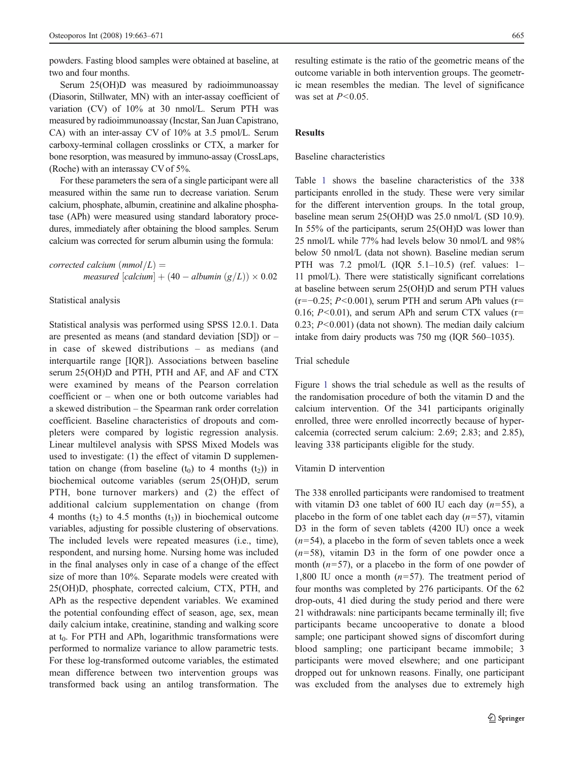powders. Fasting blood samples were obtained at baseline, at two and four months.

Serum 25(OH)D was measured by radioimmunoassay (Diasorin, Stillwater, MN) with an inter-assay coefficient of variation (CV) of 10% at 30 nmol/L. Serum PTH was measured by radioimmunoassay (Incstar, San Juan Capistrano, CA) with an inter-assay CV of 10% at 3.5 pmol/L. Serum carboxy-terminal collagen crosslinks or CTX, a marker for bone resorption, was measured by immuno-assay (CrossLaps, (Roche) with an interassay CV of 5%.

For these parameters the sera of a single participant were all measured within the same run to decrease variation. Serum calcium, phosphate, albumin, creatinine and alkaline phosphatase (APh) were measured using standard laboratory procedures, immediately after obtaining the blood samples. Serum calcium was corrected for serum albumin using the formula:

$$\text{corrected calcium } (mmol/L) = \text{measured } [calcium] + (40 - albumin\ (g/L)) \times 0.02$$

### Statistical analysis

Statistical analysis was performed using SPSS 12.0.1. Data are presented as means (and standard deviation [SD]) or – in case of skewed distributions – as medians (and interquartile range [IQR]). Associations between baseline serum 25(OH)D and PTH, PTH and AF, and AF and CTX were examined by means of the Pearson correlation coefficient or – when one or both outcome variables had a skewed distribution – the Spearman rank order correlation coefficient. Baseline characteristics of dropouts and completers were compared by logistic regression analysis. Linear multilevel analysis with SPSS Mixed Models was used to investigate: (1) the effect of vitamin D supplementation on change (from baseline ($t_0$) to 4 months ($t_2$)) in biochemical outcome variables (serum 25(OH)D, serum PTH, bone turnover markers) and (2) the effect of additional calcium supplementation on change (from 4 months ($t_2$) to 4.5 months ($t_3$)) in biochemical outcome variables, adjusting for possible clustering of observations. The included levels were repeated measures (i.e., time), respondent, and nursing home. Nursing home was included in the final analyses only in case of a change of the effect size of more than 10%. Separate models were created with 25(OH)D, phosphate, corrected calcium, CTX, PTH, and APh as the respective dependent variables. We examined the potential confounding effect of season, age, sex, mean daily calcium intake, creatinine, standing and walking score at $t_0$. For PTH and APh, logarithmic transformations were performed to normalize variance to allow parametric tests. For these log-transformed outcome variables, the estimated mean difference between two intervention groups was transformed back using an antilog transformation. The resulting estimate is the ratio of the geometric means of the outcome variable in both intervention groups. The geometric mean resembles the median. The level of significance was set at $P<0.05$.

## Results

### Baseline characteristics

Table 1 shows the baseline characteristics of the 338 participants enrolled in the study. These were very similar for the different intervention groups. In the total group, baseline mean serum 25(OH)D was 25.0 nmol/L (SD 10.9). In 55% of the participants, serum 25(OH)D was lower than 25 nmol/L while 77% had levels below 30 nmol/L and 98% below 50 nmol/L (data not shown). Baseline median serum PTH was 7.2 pmol/L (IQR 5.1–10.5) (ref. values: 1–11 pmol/L). There were statistically significant correlations at baseline between serum 25(OH)D and serum PTH values ($r=-0.25$; $P<0.001$), serum PTH and serum APh values ($r=0.16$; $P<0.01$), and serum APh and serum CTX values ($r=0.23$; $P<0.001$) (data not shown). The median daily calcium intake from dairy products was 750 mg (IQR 560–1035).

### Trial schedule

Figure 1 shows the trial schedule as well as the results of the randomisation procedure of both the vitamin D and the calcium intervention. Of the 341 participants originally enrolled, three were enrolled incorrectly because of hypercalcemia (corrected serum calcium: 2.69; 2.83; and 2.85), leaving 338 participants eligible for the study.

### Vitamin D intervention

The 338 enrolled participants were randomised to treatment with vitamin D3 one tablet of 600 IU each day ($n=55$), a placebo in the form of one tablet each day ($n=57$), vitamin D3 in the form of seven tablets (4200 IU) once a week ($n=54$), a placebo in the form of seven tablets once a week ($n=58$), vitamin D3 in the form of one powder once a month ($n=57$), or a placebo in the form of one powder of 1,800 IU once a month ($n=57$). The treatment period of four months was completed by 276 participants. Of the 62 drop-outs, 41 died during the study period and there were 21 withdrawals: nine participants became terminally ill; five participants became uncooperative to donate a blood sample; one participant showed signs of discomfort during blood sampling; one participant became immobile; 3 participants were moved elsewhere; and one participant dropped out for unknown reasons. Finally, one participant was excluded from the analyses due to extremely high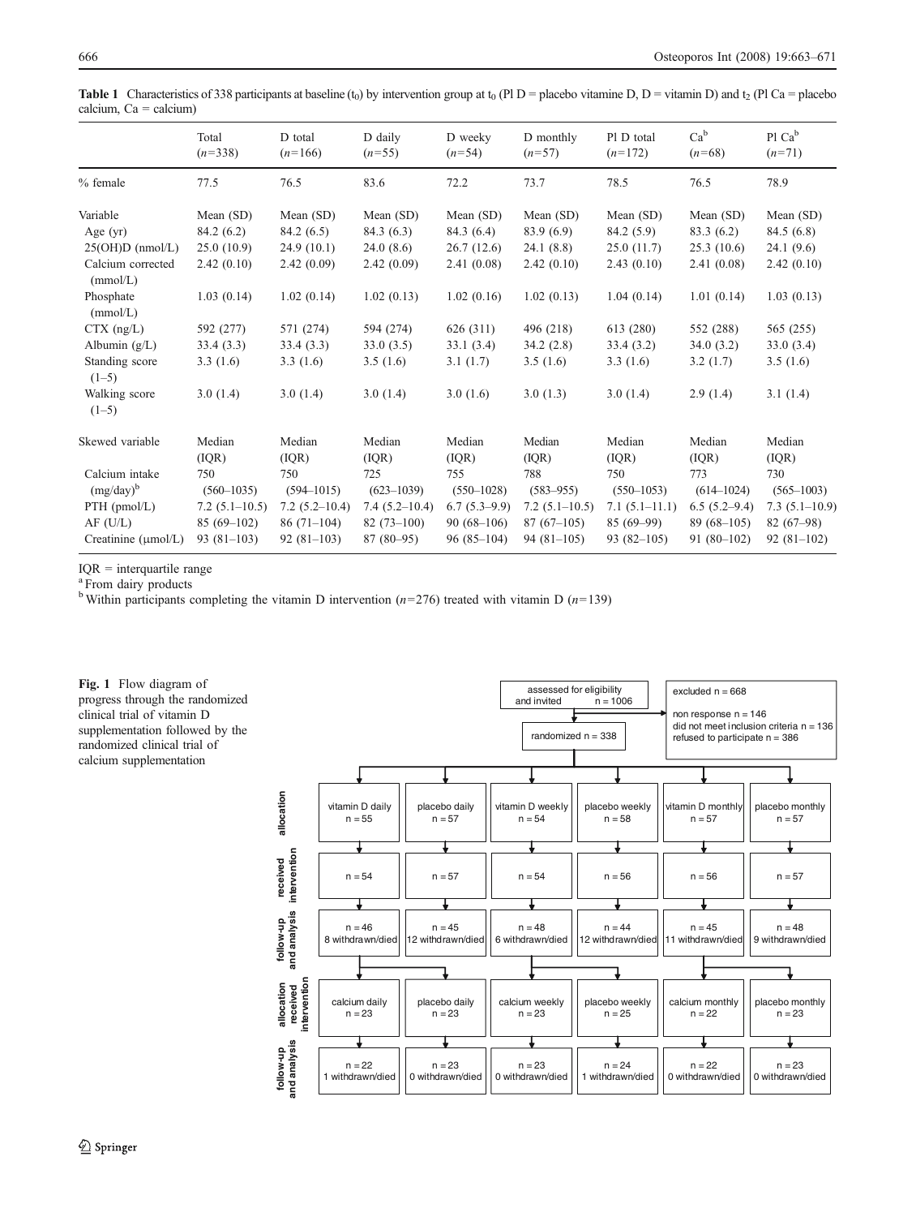**Table 1** Characteristics of 338 participants at baseline ($t_0$) by intervention group at $t_0$ (Pl D = placebo vitamine D, D = vitamin D) and $t_2$ (Pl Ca = placebo calcium, Ca = calcium)

| | Total (n=338) | D total (n=166) | D daily (n=55) | D weeky (n=54) | D monthly (n=57) | Pl D total (n=172) | Ca[b] (n=68) | Pl Ca[b] (n=71) |
|---|---|---|---|---|---|---|---|---|
| % female | 77.5 | 76.5 | 83.6 | 72.2 | 73.7 | 78.5 | 76.5 | 78.9 |
| Variable | Mean (SD) | Mean (SD) | Mean (SD) | Mean (SD) | Mean (SD) | Mean (SD) | Mean (SD) | Mean (SD) |
| Age (yr) | 84.2 (6.2) | 84.2 (6.5) | 84.3 (6.3) | 84.3 (6.4) | 83.9 (6.9) | 84.2 (5.9) | 83.3 (6.2) | 84.5 (6.8) |
| 25(OH)D (nmol/L) | 25.0 (10.9) | 24.9 (10.1) | 24.0 (8.6) | 26.7 (12.6) | 24.1 (8.8) | 25.0 (11.7) | 25.3 (10.6) | 24.1 (9.6) |
| Calcium corrected (mmol/L) | 2.42 (0.10) | 2.42 (0.09) | 2.42 (0.09) | 2.41 (0.08) | 2.42 (0.10) | 2.43 (0.10) | 2.41 (0.08) | 2.42 (0.10) |
| Phosphate (mmol/L) | 1.03 (0.14) | 1.02 (0.14) | 1.02 (0.13) | 1.02 (0.16) | 1.02 (0.13) | 1.04 (0.14) | 1.01 (0.14) | 1.03 (0.13) |
| CTX (ng/L) | 592 (277) | 571 (274) | 594 (274) | 626 (311) | 496 (218) | 613 (280) | 552 (288) | 565 (255) |
| Albumin (g/L) | 33.4 (3.3) | 33.4 (3.3) | 33.0 (3.5) | 33.1 (3.4) | 34.2 (2.8) | 33.4 (3.2) | 34.0 (3.2) | 33.0 (3.4) |
| Standing score (1–5) | 3.3 (1.6) | 3.3 (1.6) | 3.5 (1.6) | 3.1 (1.7) | 3.5 (1.6) | 3.3 (1.6) | 3.2 (1.7) | 3.5 (1.6) |
| Walking score (1–5) | 3.0 (1.4) | 3.0 (1.4) | 3.0 (1.4) | 3.0 (1.6) | 3.0 (1.3) | 3.0 (1.4) | 2.9 (1.4) | 3.1 (1.4) |
| Skewed variable | Median (IQR) | Median (IQR) | Median (IQR) | Median (IQR) | Median (IQR) | Median (IQR) | Median (IQR) | Median (IQR) |
| Calcium intake (mg/day)[b] | 750 (560–1035) | 750 (594–1015) | 725 (623–1039) | 755 (550–1028) | 788 (583–955) | 750 (550–1053) | 773 (614–1024) | 730 (565–1003) |
| PTH (pmol/L) | 7.2 (5.1–10.5) | 7.2 (5.2–10.4) | 7.4 (5.2–10.4) | 6.7 (5.3–9.9) | 7.2 (5.1–10.5) | 7.1 (5.1–11.1) | 6.5 (5.2–9.4) | 7.3 (5.1–10.9) |
| AF (U/L) | 85 (69–102) | 86 (71–104) | 82 (73–100) | 90 (68–106) | 87 (67–105) | 85 (69–99) | 89 (68–105) | 82 (67–98) |
| Creatinine (μmol/L) | 93 (81–103) | 92 (81–103) | 87 (80–95) | 96 (85–104) | 94 (81–105) | 93 (82–105) | 91 (80–102) | 92 (81–102) |

IQR = interquartile range

[a] From dairy products

[b] Within participants completing the vitamin D intervention (n=276) treated with vitamin D (n=139)

assessed for eligibility and invited n = 1006

excluded n = 668

non response n = 146

did not meet inclusion criteria n = 136

refused to participate n = 386

randomized n = 338

allocation

vitamin D daily n = 55

placebo daily n = 57

vitamin D weekly n = 54

placebo weekly n = 58

vitamin D monthly n = 57

placebo monthly n = 57

received intervention

n = 54

n = 57

n = 54

n = 56

n = 56

n = 57

follow-up and analysis

n = 46 8 withdrawn/died

n = 45 12 withdrawn/died

n = 48 6 withdrawn/died

n = 44 12 withdrawn/died

n = 45 11 withdrawn/died

n = 48 9 withdrawn/died

allocation received intervention

calcium daily n = 23

placebo daily n = 23

calcium weekly n = 23

placebo weekly n = 25

calcium monthly n = 22

placebo monthly n = 23

follow-up and analysis

n = 22 1 withdrawn/died

n = 23 0 withdrawn/died

n = 23 0 withdrawn/died

n = 24 1 withdrawn/died

n = 22 0 withdrawn/died

n = 23 0 withdrawn/died

**Fig. 1** Flow diagram of progress through the randomized clinical trial of vitamin D supplementation followed by the randomized clinical trial of calcium supplementation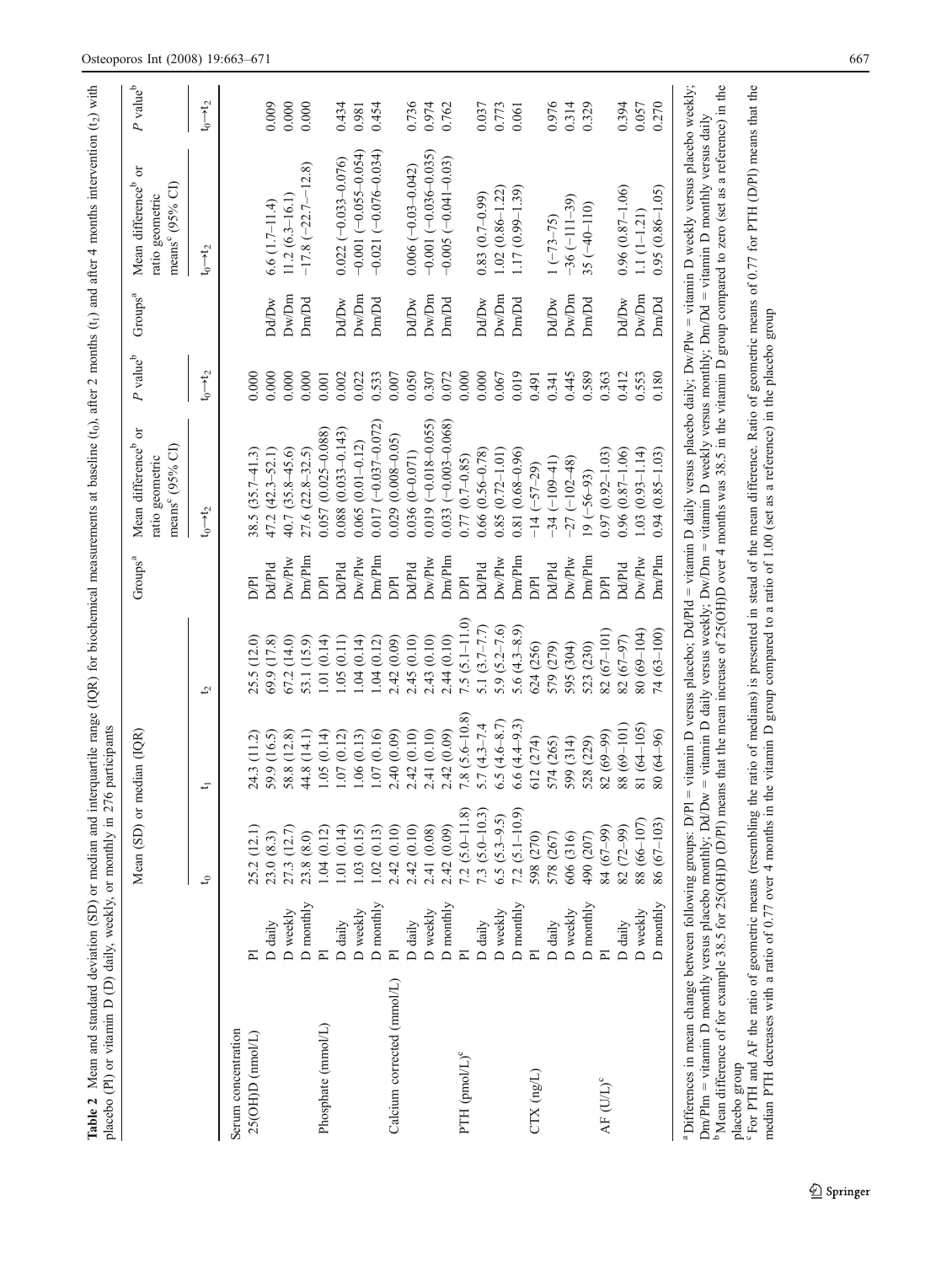**Table 2** Mean and standard deviation (SD) or median and interquartile range (IQR) for biochemical measurements at baseline ($t_0$), after 2 months ($t_1$) and after 4 months intervention ($t_2$) with placebo (Pl) or vitamin D (D) daily, weekly, or monthly in 276 participants

| | | Mean (SD) or median (IQR) | | | Groups[a] | Mean difference[b] or ratio geometric means[c] (95% CI) | P value[b] | Groups[a] | Mean difference[b] or ratio geometric means[c] (95% CI) | P value[b] |
|---|---|---|---|---|---|---|---|---|---|---|
| | | $t_0$ | $t_1$ | $t_2$ | | $t_0 \rightarrow t_2$ | $t_0 \rightarrow t_2$ | | $t_0 \rightarrow t_2$ | $t_0 \rightarrow t_2$ |
| Serum concentration | | | | | | | | | | |
| 25(OH)D (nmol/L) | Pl | 25.2 (12.1) | 24.3 (11.2) | 25.5 (12.0) | D/Pl | 38.5 (35.7–41.3) | 0.000 | | | |
| | D daily | 23.0 (8.3) | 59.9 (16.5) | 69.9 (17.8) | Dd/Pld | 47.2 (42.3–52.1) | 0.000 | Dd/Dw | 6.6 (1.7–11.4) | 0.009 |
| | D weekly | 27.3 (12.7) | 58.8 (12.8) | 67.2 (14.0) | Dw/Plw | 40.7 (35.8–45.6) | 0.000 | Dw/Dm | 11.2 (6.3–16.1) | 0.000 |
| | D monthly | 23.8 (8.0) | 44.8 (14.1) | 53.1 (15.9) | Dm/Plm | 27.6 (22.8–32.5) | 0.000 | Dm/Dd | −17.8 (−22.7–−12.8) | 0.000 |
| Phosphate (mmol/L) | Pl | 1.04 (0.12) | 1.05 (0.14) | 1.01 (0.14) | D/Pl | 0.057 (0.025–0.088) | 0.001 | | | |
| | D daily | 1.01 (0.14) | 1.07 (0.12) | 1.05 (0.11) | Dd/Pld | 0.088 (0.033–0.143) | 0.002 | Dd/Dw | 0.022 (−0.033–0.076) | 0.434 |
| | D weekly | 1.03 (0.15) | 1.06 (0.13) | 1.04 (0.14) | Dw/Plw | 0.065 (0.01–0.12) | 0.022 | Dw/Dm | −0.001 (−0.055–0.054) | 0.981 |
| | D monthly | 1.02 (0.13) | 1.07 (0.16) | 1.04 (0.12) | Dm/Plm | 0.017 (−0.037–0.072) | 0.533 | Dm/Dd | −0.021 (−0.076–0.034) | 0.454 |
| Calcium corrected (mmol/L) | Pl | 2.42 (0.10) | 2.40 (0.09) | 2.42 (0.09) | D/Pl | 0.029 (0.008–0.05) | 0.007 | | | |
| | D daily | 2.42 (0.10) | 2.42 (0.10) | 2.45 (0.10) | Dd/Pld | 0.036 (0–0.071) | 0.050 | Dd/Dw | 0.006 (−0.03–0.042) | 0.736 |
| | D weekly | 2.41 (0.08) | 2.41 (0.10) | 2.43 (0.10) | Dw/Plw | 0.019 (−0.018–0.055) | 0.307 | Dw/Dm | −0.001 (−0.036–0.035) | 0.974 |
| | D monthly | 2.42 (0.09) | 2.42 (0.09) | 2.44 (0.10) | Dm/Plm | 0.033 (−0.003–0.068) | 0.072 | Dm/Dd | −0.005 (−0.041–0.03) | 0.762 |
| PTH (pmol/L)[c] | Pl | 7.2 (5.0–11.8) | 7.8 (5.6–10.8) | 7.5 (5.1–11.0) | D/Pl | 0.77 (0.7–0.85) | 0.000 | | | |
| | D daily | 7.3 (5.0–10.3) | 5.7 (4.3–7.4 | 5.1 (3.7–7.7) | Dd/Pld | 0.66 (0.56–0.78) | 0.000 | Dd/Dw | 0.83 (0.7–0.99) | 0.037 |
| | D weekly | 6.5 (5.3–9.5) | 6.5 (4.6–8.7) | 5.9 (5.2–7.6) | Dw/Plw | 0.85 (0.72–1.01) | 0.067 | Dw/Dm | 1.02 (0.86–1.22) | 0.773 |
| | D monthly | 7.2 (5.1–10.9) | 6.6 (4.4–9.3) | 5.6 (4.3–8.9) | Dm/Plm | 0.81 (0.68–0.96) | 0.019 | Dm/Dd | 1.17 (0.99–1.39) | 0.061 |
| CTX (ng/L) | Pl | 598 (270) | 612 (274) | 624 (256) | D/Pl | −14 (−57–29) | 0.491 | | | |
| | D daily | 578 (267) | 574 (265) | 579 (279) | Dd/Pld | −34 (−109–41) | 0.341 | Dd/Dw | 1 (−73–75) | 0.976 |
| | D weekly | 606 (316) | 599 (314) | 595 (304) | Dw/Plw | −27 (−102–48) | 0.445 | Dw/Dm | −36 (−111–39) | 0.314 |
| | D monthly | 490 (207) | 528 (229) | 523 (230) | Dm/Plm | 19 (−56–93) | 0.589 | Dm/Dd | 35 (−40–110) | 0.329 |
| AF (U/L)[c] | Pl | 84 (67–99) | 82 (69–99) | 82 (67–101) | D/Pl | 0.97 (0.92–1.03) | 0.363 | | | |
| | D daily | 82 (72–99) | 88 (69–101) | 82 (67–97) | Dd/Pld | 0.96 (0.87–1.06) | 0.412 | Dd/Dw | 0.96 (0.87–1.06) | 0.394 |
| | D weekly | 88 (66–107) | 81 (64–105) | 80 (69–104) | Dw/Plw | 1.03 (0.93–1.14) | 0.553 | Dw/Dm | 1.1 (1–1.21) | 0.057 |
| | D monthly | 86 (67–103) | 80 (64–96) | 74 (63–100) | Dm/Plm | 0.94 (0.85–1.03) | 0.180 | Dm/Dd | 0.95 (0.86–1.05) | 0.270 |

[a] Differences in mean change between following groups: D/Pl = vitamin D versus placebo; Dd/Pld = vitamin D daily versus placebo daily; Dw/Plw = vitamin D weekly versus placebo weekly; Dm/Plm = vitamin D monthly versus placebo monthly; Dd/Dw = vitamin D daily versus weekly; Dw/Dm = vitamin D weekly versus monthly; Dm/Dd = vitamin D monthly versus daily

[b] Mean difference of for example 38.5 for 25(OH)D (D/Pl) means that the mean increase of 25(OH)D over 4 months was 38.5 in the vitamin D group compared to zero (set as a reference) in the placebo group

[c] For PTH and AF the ratio of geometric means (resembling the ratio of medians) is presented in stead of the mean difference. Ratio of geometric means of 0.77 for PTH (D/Pl) means that the median PTH decreases with a ratio of 0.77 over 4 months in the vitamin D group compared to a ratio of 1.00 (set as a reference) in the placebo group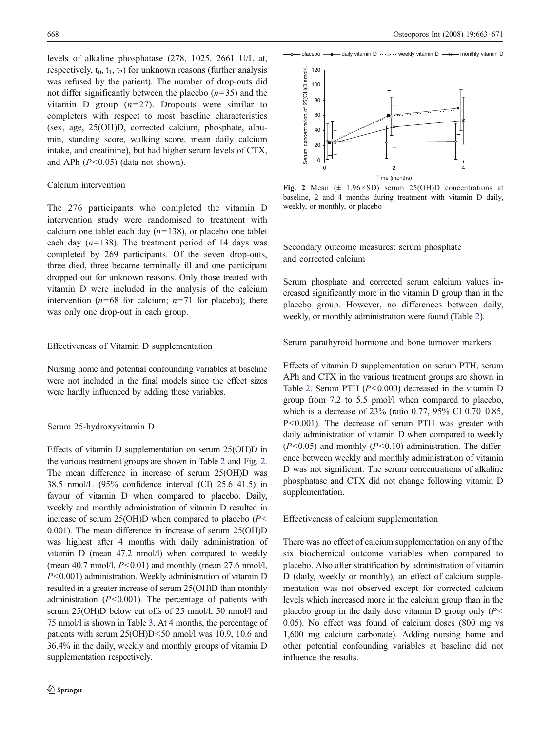levels of alkaline phosphatase (278, 1025, 2661 U/L at, respectively, $t_0$, $t_1$, $t_2$) for unknown reasons (further analysis was refused by the patient). The number of drop-outs did not differ significantly between the placebo ($n=35$) and the vitamin D group ($n=27$). Dropouts were similar to completers with respect to most baseline characteristics (sex, age, 25(OH)D, corrected calcium, phosphate, albumin, standing score, walking score, mean daily calcium intake, and creatinine), but had higher serum levels of CTX, and APh ($P<0.05$) (data not shown).

### Calcium intervention

The 276 participants who completed the vitamin D intervention study were randomised to treatment with calcium one tablet each day ($n=138$), or placebo one tablet each day ($n=138$). The treatment period of 14 days was completed by 269 participants. Of the seven drop-outs, three died, three became terminally ill and one participant dropped out for unknown reasons. Only those treated with vitamin D were included in the analysis of the calcium intervention ($n=68$ for calcium; $n=71$ for placebo); there was only one drop-out in each group.

## Effectiveness of Vitamin D supplementation

Nursing home and potential confounding variables at baseline were not included in the final models since the effect sizes were hardly influenced by adding these variables.

### Serum 25-hydroxyvitamin D

Effects of vitamin D supplementation on serum 25(OH)D in the various treatment groups are shown in Table 2 and Fig. 2. The mean difference in increase of serum 25(OH)D was 38.5 nmol/L (95% confidence interval (CI) 25.6–41.5) in favour of vitamin D when compared to placebo. Daily, weekly and monthly administration of vitamin D resulted in increase of serum 25(OH)D when compared to placebo ($P<0.001$). The mean difference in increase of serum 25(OH)D was highest after 4 months with daily administration of vitamin D (mean 47.2 nmol/l) when compared to weekly (mean 40.7 nmol/l, $P<0.01$) and monthly (mean 27.6 nmol/l, $P<0.001$) administration. Weekly administration of vitamin D resulted in a greater increase of serum 25(OH)D than monthly administration ($P<0.001$). The percentage of patients with serum 25(OH)D below cut offs of 25 nmol/l, 50 nmol/l and 75 nmol/l is shown in Table 3. At 4 months, the percentage of patients with serum 25(OH)D<50 nmol/l was 10.9, 10.6 and 36.4% in the daily, weekly and monthly groups of vitamin D supplementation respectively.

placebo — daily vitamin D — weekly vitamin D — monthly vitamin D

Serum concentration of 25(OH)D nmol/L

120
100
80
60
40
20
0

0
2
4

Time (months)

**Fig. 2** Mean (± 1.96×SD) serum 25(OH)D concentrations at baseline, 2 and 4 months during treatment with vitamin D daily, weekly, or monthly, or placebo

### Secondary outcome measures: serum phosphate and corrected calcium

Serum phosphate and corrected serum calcium values increased significantly more in the vitamin D group than in the placebo group. However, no differences between daily, weekly, or monthly administration were found (Table 2).

### Serum parathyroid hormone and bone turnover markers

Effects of vitamin D supplementation on serum PTH, serum APh and CTX in the various treatment groups are shown in Table 2. Serum PTH ($P<0.000$) decreased in the vitamin D group from 7.2 to 5.5 pmol/l when compared to placebo, which is a decrease of 23% (ratio 0.77, 95% CI 0.70–0.85, $P<0.001$). The decrease of serum PTH was greater with daily administration of vitamin D when compared to weekly ($P<0.05$) and monthly ($P<0.10$) administration. The difference between weekly and monthly administration of vitamin D was not significant. The serum concentrations of alkaline phosphatase and CTX did not change following vitamin D supplementation.

### Effectiveness of calcium supplementation

There was no effect of calcium supplementation on any of the six biochemical outcome variables when compared to placebo. Also after stratification by administration of vitamin D (daily, weekly or monthly), an effect of calcium supplementation was not observed except for corrected calcium levels which increased more in the calcium group than in the placebo group in the daily dose vitamin D group only ($P<0.05$). No effect was found of calcium doses (800 mg vs 1,600 mg calcium carbonate). Adding nursing home and other potential confounding variables at baseline did not influence the results.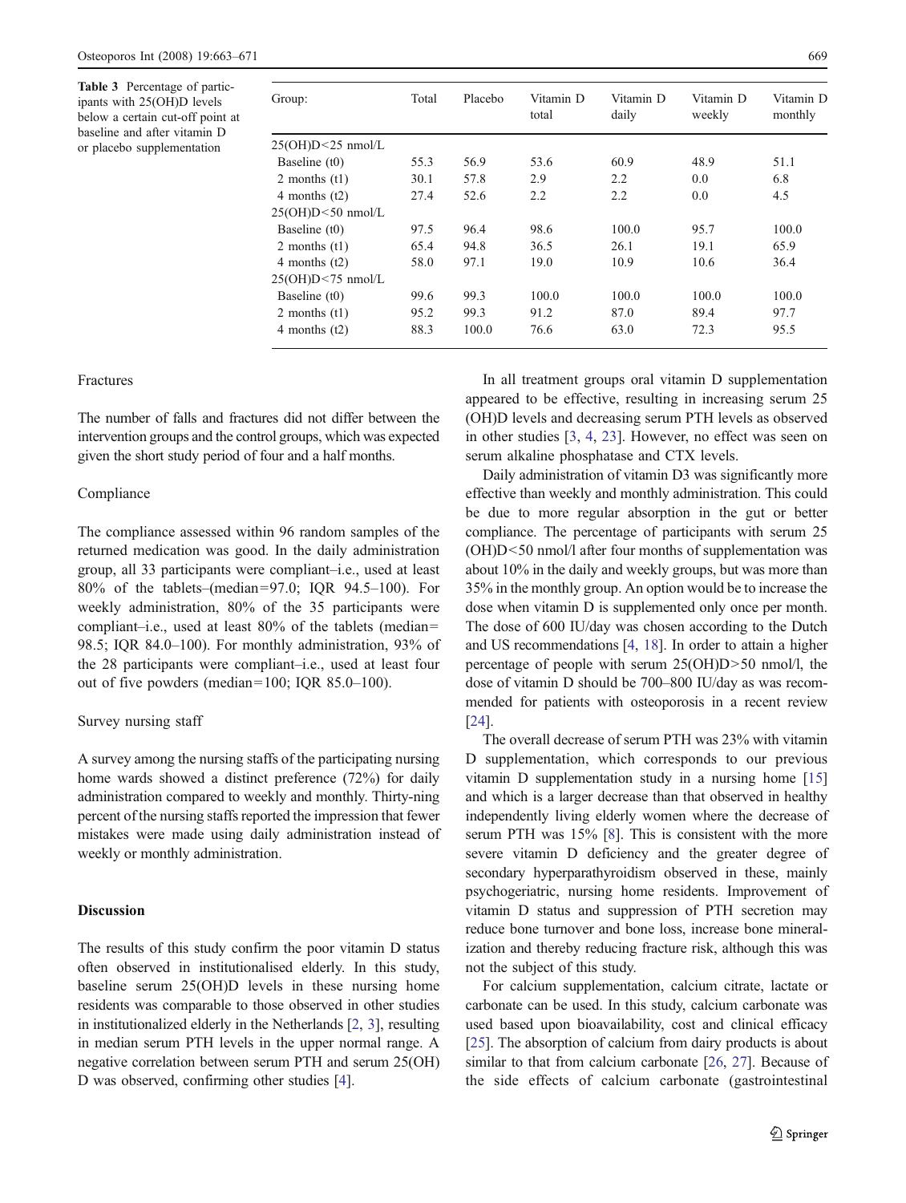**Table 3** Percentage of participants with 25(OH)D levels below a certain cut-off point at baseline and after vitamin D or placebo supplementation

| Group: | Total | Placebo | Vitamin D total | Vitamin D daily | Vitamin D weekly | Vitamin D monthly |
|---|---|---|---|---|---|---|
| 25(OH)D<25 nmol/L | | | | | | |
| Baseline (t0) | 55.3 | 56.9 | 53.6 | 60.9 | 48.9 | 51.1 |
| 2 months (t1) | 30.1 | 57.8 | 2.9 | 2.2 | 0.0 | 6.8 |
| 4 months (t2) | 27.4 | 52.6 | 2.2 | 2.2 | 0.0 | 4.5 |
| 25(OH)D<50 nmol/L | | | | | | |
| Baseline (t0) | 97.5 | 96.4 | 98.6 | 100.0 | 95.7 | 100.0 |
| 2 months (t1) | 65.4 | 94.8 | 36.5 | 26.1 | 19.1 | 65.9 |
| 4 months (t2) | 58.0 | 97.1 | 19.0 | 10.9 | 10.6 | 36.4 |
| 25(OH)D<75 nmol/L | | | | | | |
| Baseline (t0) | 99.6 | 99.3 | 100.0 | 100.0 | 100.0 | 100.0 |
| 2 months (t1) | 95.2 | 99.3 | 91.2 | 87.0 | 89.4 | 97.7 |
| 4 months (t2) | 88.3 | 100.0 | 76.6 | 63.0 | 72.3 | 95.5 |

### Fractures

The number of falls and fractures did not differ between the intervention groups and the control groups, which was expected given the short study period of four and a half months.

### Compliance

The compliance assessed within 96 random samples of the returned medication was good. In the daily administration group, all 33 participants were compliant–i.e., used at least 80% of the tablets–(median=97.0; IQR 94.5–100). For weekly administration, 80% of the 35 participants were compliant–i.e., used at least 80% of the tablets (median=98.5; IQR 84.0–100). For monthly administration, 93% of the 28 participants were compliant–i.e., used at least four out of five powders (median=100; IQR 85.0–100).

### Survey nursing staff

A survey among the nursing staffs of the participating nursing home wards showed a distinct preference (72%) for daily administration compared to weekly and monthly. Thirty-ning percent of the nursing staffs reported the impression that fewer mistakes were made using daily administration instead of weekly or monthly administration.

## Discussion

The results of this study confirm the poor vitamin D status often observed in institutionalised elderly. In this study, baseline serum 25(OH)D levels in these nursing home residents was comparable to those observed in other studies in institutionalized elderly in the Netherlands [2, 3], resulting in median serum PTH levels in the upper normal range. A negative correlation between serum PTH and serum 25(OH) D was observed, confirming other studies [4].

In all treatment groups oral vitamin D supplementation appeared to be effective, resulting in increasing serum 25 (OH)D levels and decreasing serum PTH levels as observed in other studies [3, 4, 23]. However, no effect was seen on serum alkaline phosphatase and CTX levels.

Daily administration of vitamin D3 was significantly more effective than weekly and monthly administration. This could be due to more regular absorption in the gut or better compliance. The percentage of participants with serum 25 (OH)D<50 nmol/l after four months of supplementation was about 10% in the daily and weekly groups, but was more than 35% in the monthly group. An option would be to increase the dose when vitamin D is supplemented only once per month. The dose of 600 IU/day was chosen according to the Dutch and US recommendations [4, 18]. In order to attain a higher percentage of people with serum 25(OH)D>50 nmol/l, the dose of vitamin D should be 700–800 IU/day as was recommended for patients with osteoporosis in a recent review [24].

The overall decrease of serum PTH was 23% with vitamin D supplementation, which corresponds to our previous vitamin D supplementation study in a nursing home [15] and which is a larger decrease than that observed in healthy independently living elderly women where the decrease of serum PTH was 15% [8]. This is consistent with the more severe vitamin D deficiency and the greater degree of secondary hyperparathyroidism observed in these, mainly psychogeriatric, nursing home residents. Improvement of vitamin D status and suppression of PTH secretion may reduce bone turnover and bone loss, increase bone mineralization and thereby reducing fracture risk, although this was not the subject of this study.

For calcium supplementation, calcium citrate, lactate or carbonate can be used. In this study, calcium carbonate was used based upon bioavailability, cost and clinical efficacy [25]. The absorption of calcium from dairy products is about similar to that from calcium carbonate [26, 27]. Because of the side effects of calcium carbonate (gastrointestinal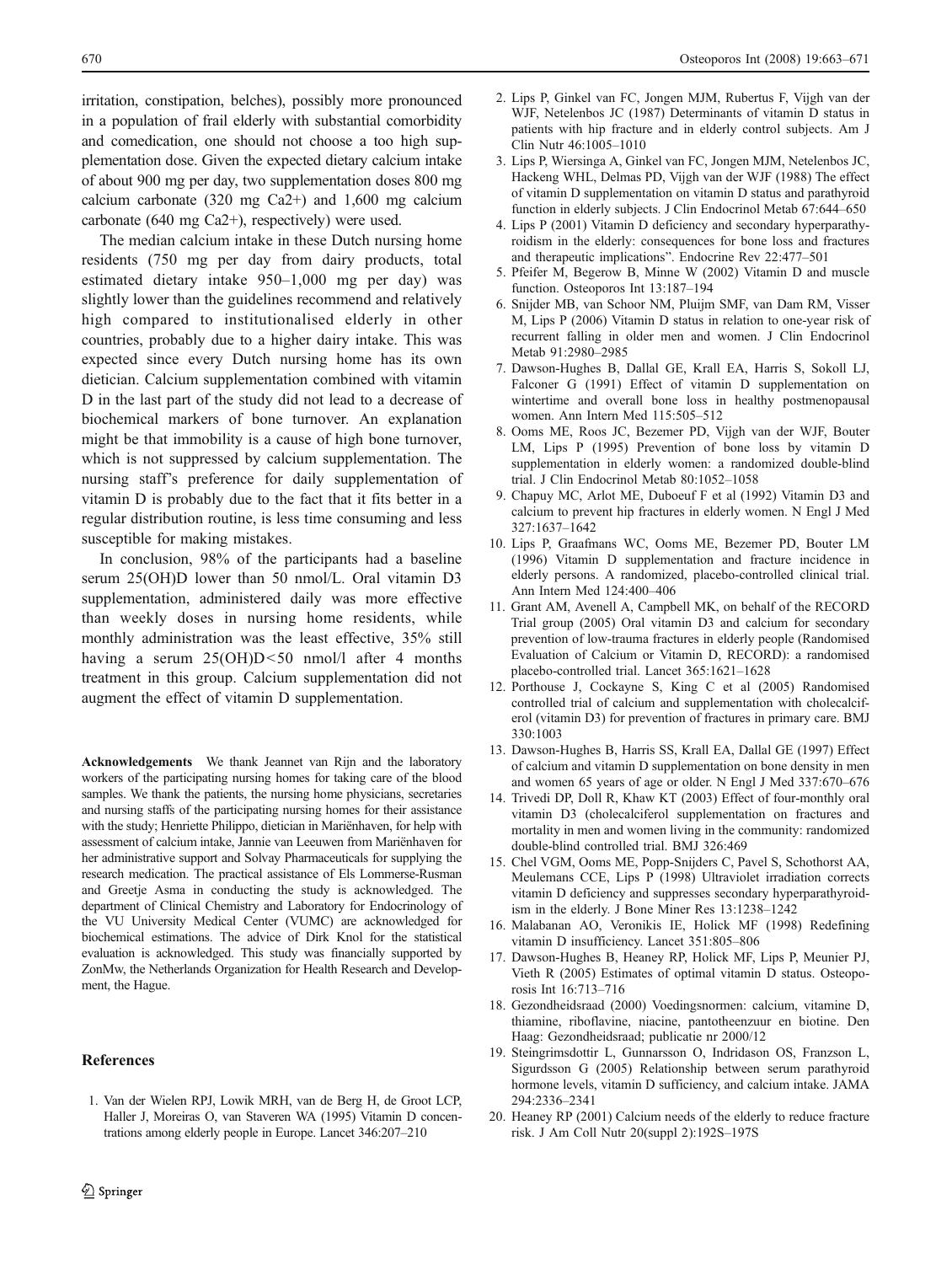irritation, constipation, belches), possibly more pronounced in a population of frail elderly with substantial comorbidity and comedication, one should not choose a too high supplementation dose. Given the expected dietary calcium intake of about 900 mg per day, two supplementation doses 800 mg calcium carbonate (320 mg $Ca^{2+}$) and 1,600 mg calcium carbonate (640 mg $Ca^{2+}$), respectively) were used.

The median calcium intake in these Dutch nursing home residents (750 mg per day from dairy products, total estimated dietary intake 950–1,000 mg per day) was slightly lower than the guidelines recommend and relatively high compared to institutionalised elderly in other countries, probably due to a higher dairy intake. This was expected since every Dutch nursing home has its own dietician. Calcium supplementation combined with vitamin D in the last part of the study did not lead to a decrease of biochemical markers of bone turnover. An explanation might be that immobility is a cause of high bone turnover, which is not suppressed by calcium supplementation. The nursing staff's preference for daily supplementation of vitamin D is probably due to the fact that it fits better in a regular distribution routine, is less time consuming and less susceptible for making mistakes.

In conclusion, 98% of the participants had a baseline serum 25(OH)D lower than 50 nmol/L. Oral vitamin D3 supplementation, administered daily was more effective than weekly doses in nursing home residents, while monthly administration was the least effective, 35% still having a serum 25(OH)D<50 nmol/l after 4 months treatment in this group. Calcium supplementation did not augment the effect of vitamin D supplementation.

**Acknowledgements** We thank Jeannet van Rijn and the laboratory workers of the participating nursing homes for taking care of the blood samples. We thank the patients, the nursing home physicians, secretaries and nursing staffs of the participating nursing homes for their assistance with the study; Henriette Philippo, dietician in Mariënhaven, for help with assessment of calcium intake, Jannie van Leeuwen from Mariënhaven for her administrative support and Solvay Pharmaceuticals for supplying the research medication. The practical assistance of Els Lommerse-Rusman and Greetje Asma in conducting the study is acknowledged. The department of Clinical Chemistry and Laboratory for Endocrinology of the VU University Medical Center (VUMC) are acknowledged for biochemical estimations. The advice of Dirk Knol for the statistical evaluation is acknowledged. This study was financially supported by ZonMw, the Netherlands Organization for Health Research and Development, the Hague.

## References

1. Van der Wielen RPJ, Lowik MRH, van de Berg H, de Groot LCP, Haller J, Moreiras O, van Staveren WA (1995) Vitamin D concentrations among elderly people in Europe. Lancet 346:207–210
2. Lips P, Ginkel van FC, Jongen MJM, Rubertus F, Vijgh van der WJF, Netelenbos JC (1987) Determinants of vitamin D status in patients with hip fracture and in elderly control subjects. Am J Clin Nutr 46:1005–1010
3. Lips P, Wiersinga A, Ginkel van FC, Jongen MJM, Netelenbos JC, Hackeng WHL, Delmas PD, Vijgh van der WJF (1988) The effect of vitamin D supplementation on vitamin D status and parathyroid function in elderly subjects. J Clin Endocrinol Metab 67:644–650
4. Lips P (2001) Vitamin D deficiency and secondary hyperparathyroidism in the elderly: consequences for bone loss and fractures and therapeutic implications". Endocrine Rev 22:477–501
5. Pfeifer M, Begerow B, Minne W (2002) Vitamin D and muscle function. Osteoporos Int 13:187–194
6. Snijder MB, van Schoor NM, Pluijm SMF, van Dam RM, Visser M, Lips P (2006) Vitamin D status in relation to one-year risk of recurrent falling in older men and women. J Clin Endocrinol Metab 91:2980–2985
7. Dawson-Hughes B, Dallal GE, Krall EA, Harris S, Sokoll LJ, Falconer G (1991) Effect of vitamin D supplementation on wintertime and overall bone loss in healthy postmenopausal women. Ann Intern Med 115:505–512
8. Ooms ME, Roos JC, Bezemer PD, Vijgh van der WJF, Bouter LM, Lips P (1995) Prevention of bone loss by vitamin D supplementation in elderly women: a randomized double-blind trial. J Clin Endocrinol Metab 80:1052–1058
9. Chapuy MC, Arlot ME, Duboeuf F et al (1992) Vitamin D3 and calcium to prevent hip fractures in elderly women. N Engl J Med 327:1637–1642
10. Lips P, Graafmans WC, Ooms ME, Bezemer PD, Bouter LM (1996) Vitamin D supplementation and fracture incidence in elderly persons. A randomized, placebo-controlled clinical trial. Ann Intern Med 124:400–406
11. Grant AM, Avenell A, Campbell MK, on behalf of the RECORD Trial group (2005) Oral vitamin D3 and calcium for secondary prevention of low-trauma fractures in elderly people (Randomised Evaluation of Calcium or Vitamin D, RECORD): a randomised placebo-controlled trial. Lancet 365:1621–1628
12. Porthouse J, Cockayne S, King C et al (2005) Randomised controlled trial of calcium and supplementation with cholecalciferol (vitamin D3) for prevention of fractures in primary care. BMJ 330:1003
13. Dawson-Hughes B, Harris SS, Krall EA, Dallal GE (1997) Effect of calcium and vitamin D supplementation on bone density in men and women 65 years of age or older. N Engl J Med 337:670–676
14. Trivedi DP, Doll R, Khaw KT (2003) Effect of four-monthly oral vitamin D3 (cholecalciferol supplementation on fractures and mortality in men and women living in the community: randomized double-blind controlled trial. BMJ 326:469
15. Chel VGM, Ooms ME, Popp-Snijders C, Pavel S, Schothorst AA, Meulemans CCE, Lips P (1998) Ultraviolet irradiation corrects vitamin D deficiency and suppresses secondary hyperparathyroidism in the elderly. J Bone Miner Res 13:1238–1242
16. Malabanan AO, Veronikis IE, Holick MF (1998) Redefining vitamin D insufficiency. Lancet 351:805–806
17. Dawson-Hughes B, Heaney RP, Holick MF, Lips P, Meunier PJ, Vieth R (2005) Estimates of optimal vitamin D status. Osteoporosis Int 16:713–716
18. Gezondheidsraad (2000) Voedingsnormen: calcium, vitamine D, thiamine, riboflavine, niacine, pantotheenzuur en biotine. Den Haag: Gezondheidsraad; publicatie nr 2000/12
19. Steingrimsdottir L, Gunnarsson O, Indridason OS, Franzson L, Sigurdsson G (2005) Relationship between serum parathyroid hormone levels, vitamin D sufficiency, and calcium intake. JAMA 294:2336–2341
20. Heaney RP (2001) Calcium needs of the elderly to reduce fracture risk. J Am Coll Nutr 20(suppl 2):192S–197S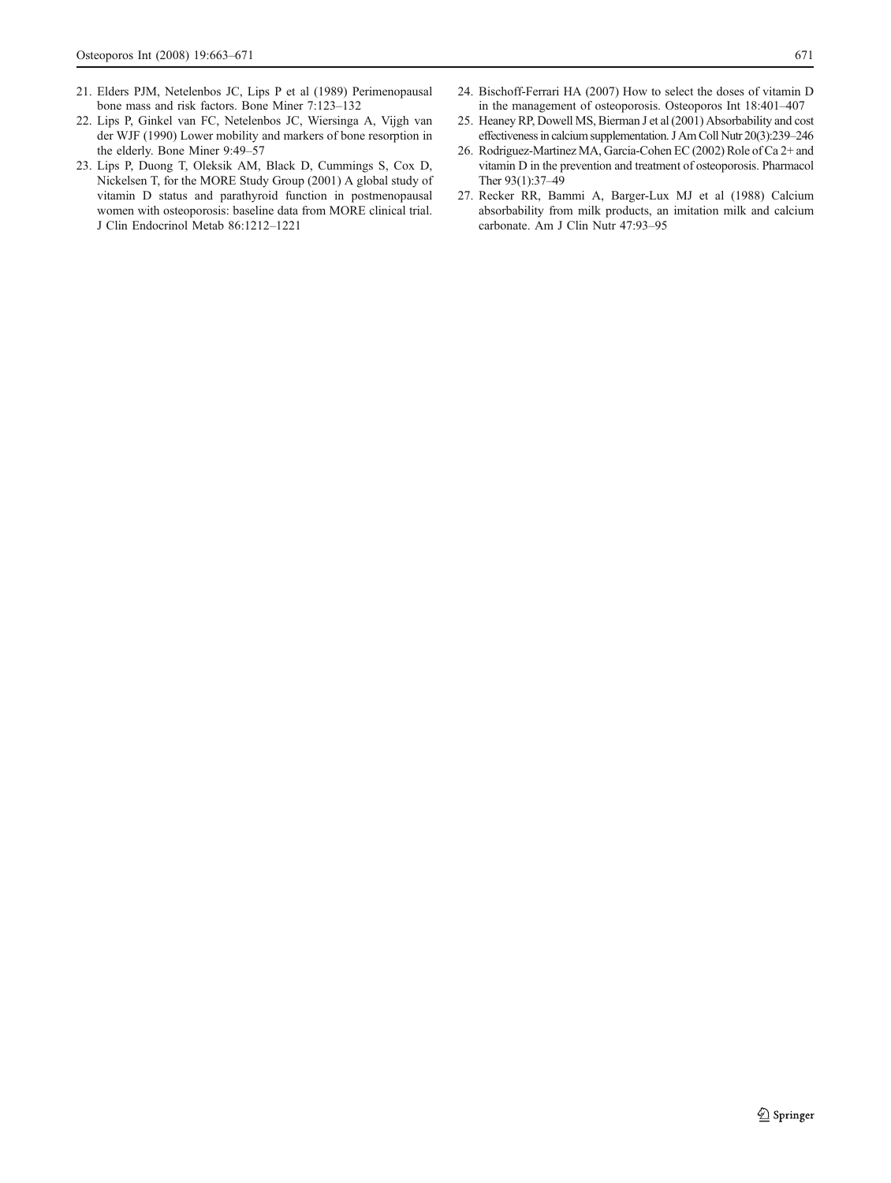21. Elders PJM, Netelenbos JC, Lips P et al (1989) Perimenopausal bone mass and risk factors. Bone Miner 7:123–132
22. Lips P, Ginkel van FC, Netelenbos JC, Wiersinga A, Vijgh van der WJF (1990) Lower mobility and markers of bone resorption in the elderly. Bone Miner 9:49–57
23. Lips P, Duong T, Oleksik AM, Black D, Cummings S, Cox D, Nickelsen T, for the MORE Study Group (2001) A global study of vitamin D status and parathyroid function in postmenopausal women with osteoporosis: baseline data from MORE clinical trial. J Clin Endocrinol Metab 86:1212–1221
24. Bischoff-Ferrari HA (2007) How to select the doses of vitamin D in the management of osteoporosis. Osteoporos Int 18:401–407
25. Heaney RP, Dowell MS, Bierman J et al (2001) Absorbability and cost effectiveness in calcium supplementation. J Am Coll Nutr 20(3):239–246
26. Rodriguez-Martinez MA, Garcia-Cohen EC (2002) Role of Ca 2+ and vitamin D in the prevention and treatment of osteoporosis. Pharmacol Ther 93(1):37–49
27. Recker RR, Bammi A, Barger-Lux MJ et al (1988) Calcium absorbability from milk products, an imitation milk and calcium carbonate. Am J Clin Nutr 47:93–95